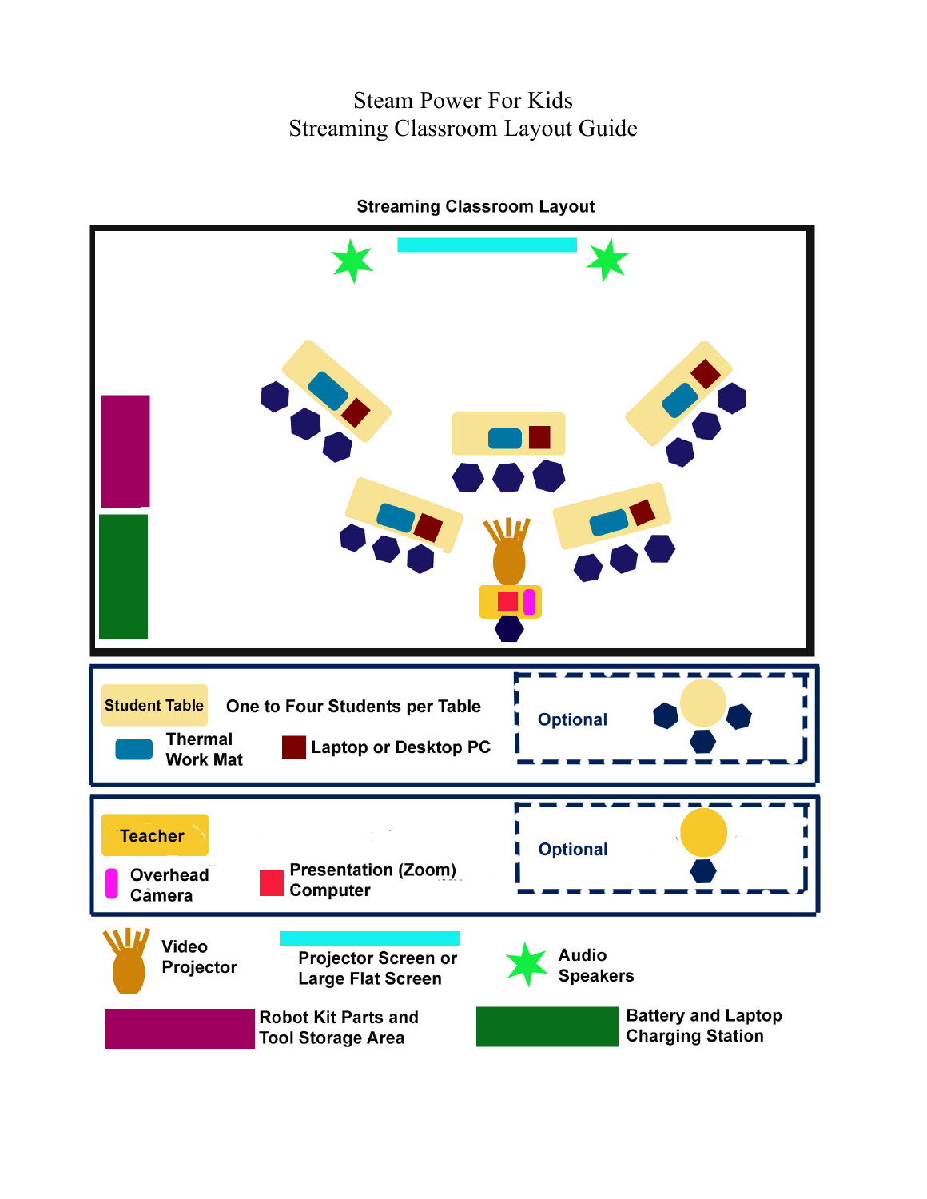# Steam Power For Kids
## Streaming Classroom Layout Guide

### Streaming Classroom Layout

Student Table — One to Four Students per Table

Thermal Work Mat

Laptop or Desktop PC

Optional

Teacher

Overhead Camera

Presentation (Zoom) Computer

Optional

Video Projector

Projector Screen or Large Flat Screen

Audio Speakers

Robot Kit Parts and Tool Storage Area

Battery and Laptop Charging Station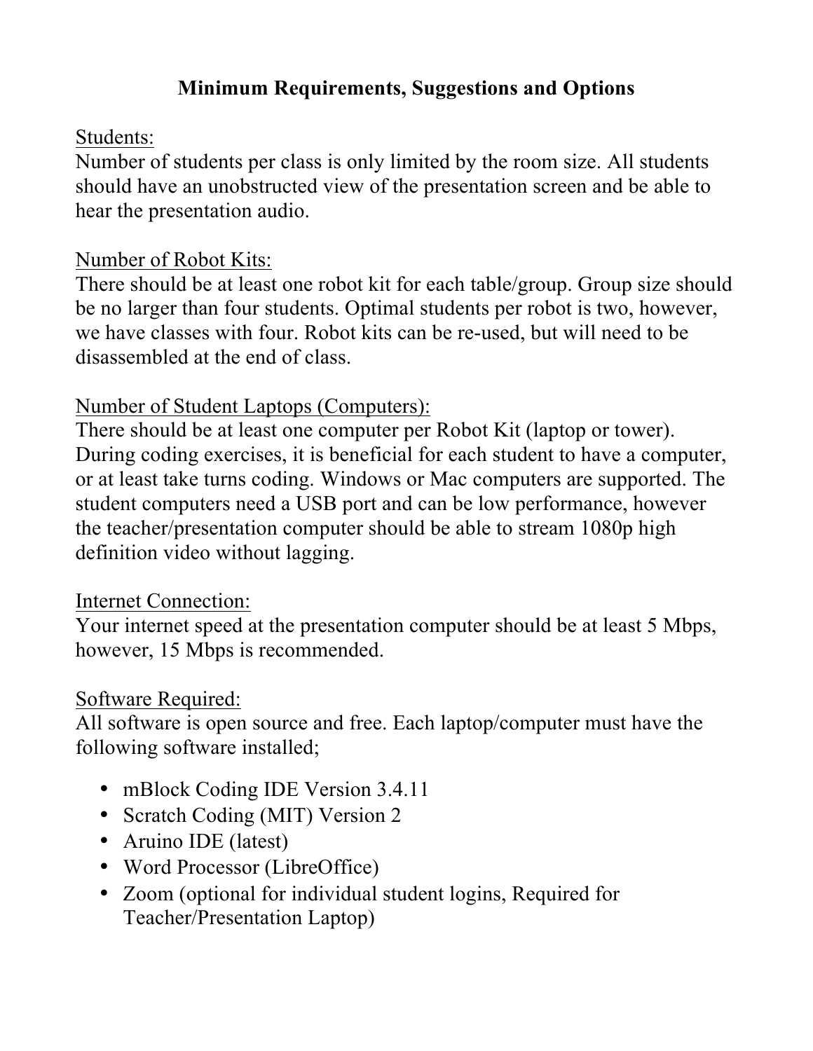# Minimum Requirements, Suggestions and Options

Students:
Number of students per class is only limited by the room size. All students should have an unobstructed view of the presentation screen and be able to hear the presentation audio.

Number of Robot Kits:
There should be at least one robot kit for each table/group. Group size should be no larger than four students. Optimal students per robot is two, however, we have classes with four. Robot kits can be re-used, but will need to be disassembled at the end of class.

Number of Student Laptops (Computers):
There should be at least one computer per Robot Kit (laptop or tower). During coding exercises, it is beneficial for each student to have a computer, or at least take turns coding. Windows or Mac computers are supported. The student computers need a USB port and can be low performance, however the teacher/presentation computer should be able to stream 1080p high definition video without lagging.

Internet Connection:
Your internet speed at the presentation computer should be at least 5 Mbps, however, 15 Mbps is recommended.

Software Required:
All software is open source and free. Each laptop/computer must have the following software installed;

- mBlock Coding IDE Version 3.4.11
- Scratch Coding (MIT) Version 2
- Aruino IDE (latest)
- Word Processor (LibreOffice)
- Zoom (optional for individual student logins, Required for Teacher/Presentation Laptop)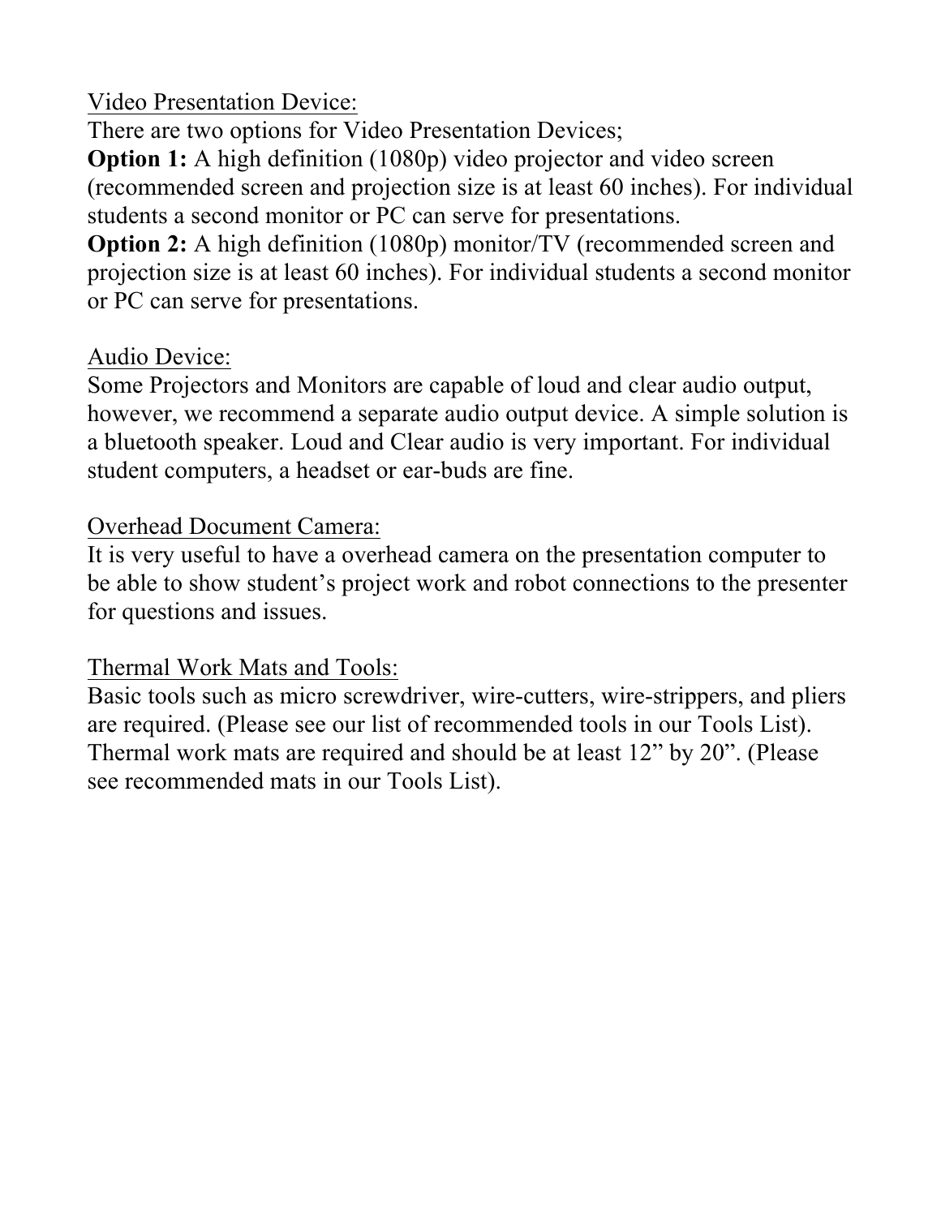Video Presentation Device:

There are two options for Video Presentation Devices;

**Option 1:** A high definition (1080p) video projector and video screen (recommended screen and projection size is at least 60 inches). For individual students a second monitor or PC can serve for presentations.

**Option 2:** A high definition (1080p) monitor/TV (recommended screen and projection size is at least 60 inches). For individual students a second monitor or PC can serve for presentations.

Audio Device:

Some Projectors and Monitors are capable of loud and clear audio output, however, we recommend a separate audio output device. A simple solution is a bluetooth speaker. Loud and Clear audio is very important. For individual student computers, a headset or ear-buds are fine.

Overhead Document Camera:

It is very useful to have a overhead camera on the presentation computer to be able to show student's project work and robot connections to the presenter for questions and issues.

Thermal Work Mats and Tools:

Basic tools such as micro screwdriver, wire-cutters, wire-strippers, and pliers are required. (Please see our list of recommended tools in our Tools List). Thermal work mats are required and should be at least 12" by 20". (Please see recommended mats in our Tools List).